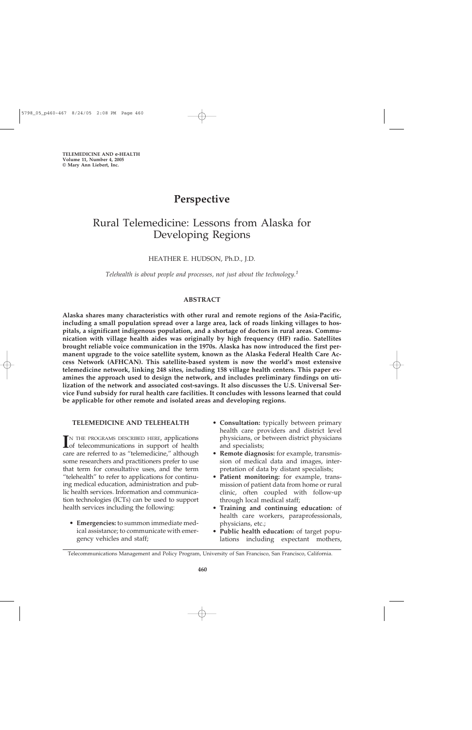# Perspective

# Rural Telemedicine: Lessons from Alaska for Developing Regions

HEATHER E. HUDSON, Ph.D., J.D.

*Telehealth is about people and processes, not just about the technology.*[1]

## ABSTRACT

**Alaska shares many characteristics with other rural and remote regions of the Asia-Pacific, including a small population spread over a large area, lack of roads linking villages to hospitals, a significant indigenous population, and a shortage of doctors in rural areas. Communication with village health aides was originally by high frequency (HF) radio. Satellites brought reliable voice communication in the 1970s. Alaska has now introduced the first permanent upgrade to the voice satellite system, known as the Alaska Federal Health Care Access Network (AFHCAN). This satellite-based system is now the world's most extensive telemedicine network, linking 248 sites, including 158 village health centers. This paper examines the approach used to design the network, and includes preliminary findings on utilization of the network and associated cost-savings. It also discusses the U.S. Universal Service Fund subsidy for rural health care facilities. It concludes with lessons learned that could be applicable for other remote and isolated areas and developing regions.**

## TELEMEDICINE AND TELEHEALTH

In the programs described here, applications of telecommunications in support of health care are referred to as "telemedicine," although some researchers and practitioners prefer to use that term for consultative uses, and the term "telehealth" to refer to applications for continuing medical education, administration and public health services. Information and communication technologies (ICTs) can be used to support health services including the following:

- **Emergencies:** to summon immediate medical assistance; to communicate with emergency vehicles and staff;
- **Consultation:** typically between primary health care providers and district level physicians, or between district physicians and specialists;
- **Remote diagnosis:** for example, transmission of medical data and images, interpretation of data by distant specialists;
- **Patient monitoring:** for example, transmission of patient data from home or rural clinic, often coupled with follow-up through local medical staff;
- **Training and continuing education:** of health care workers, paraprofessionals, physicians, etc.;
- **Public health education:** of target populations including expectant mothers,

Telecommunications Management and Policy Program, University of San Francisco, San Francisco, California.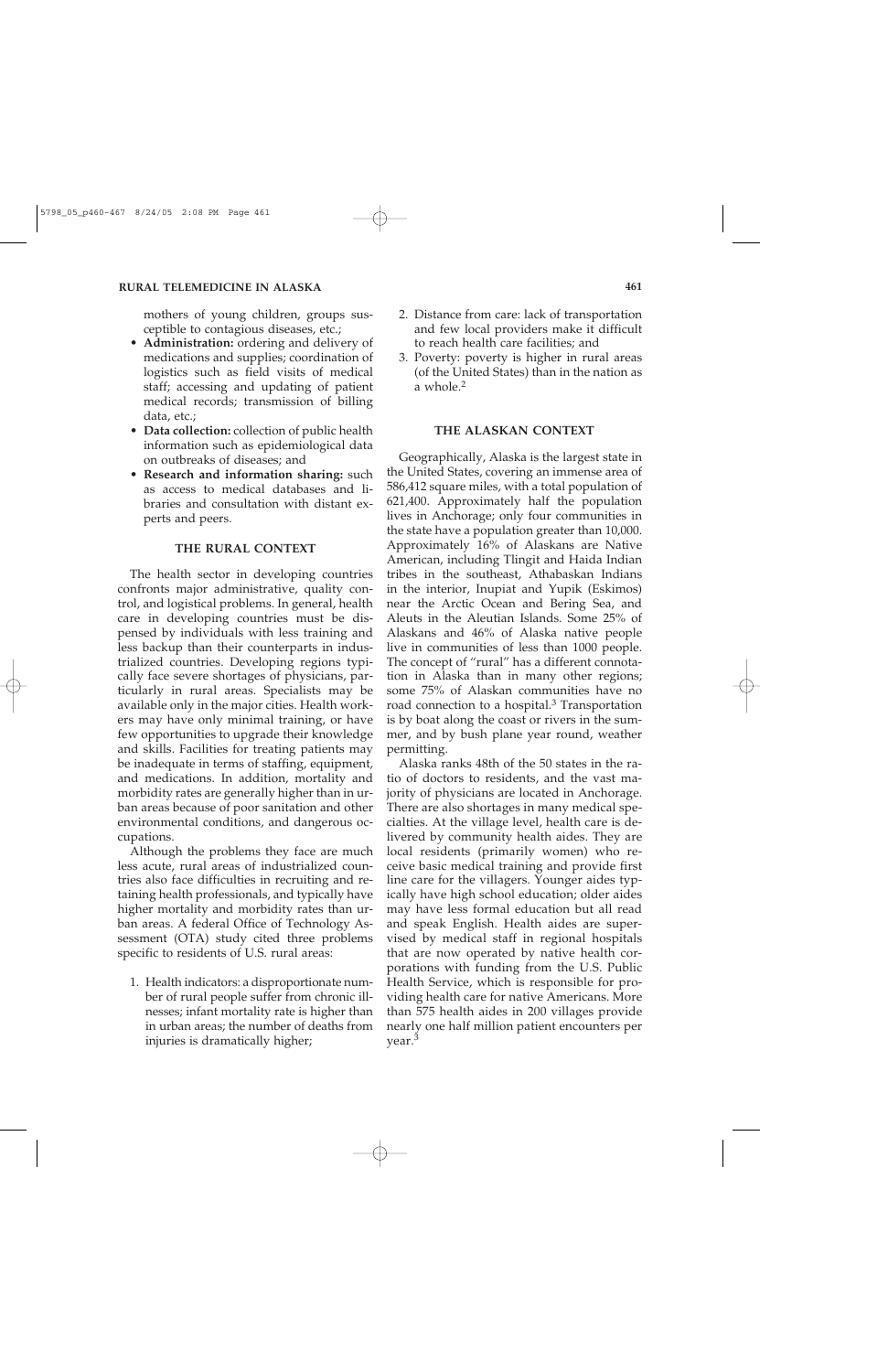mothers of young children, groups susceptible to contagious diseases, etc.;

- **Administration:** ordering and delivery of medications and supplies; coordination of logistics such as field visits of medical staff; accessing and updating of patient medical records; transmission of billing data, etc.;
- **Data collection:** collection of public health information such as epidemiological data on outbreaks of diseases; and
- **Research and information sharing:** such as access to medical databases and libraries and consultation with distant experts and peers.

## THE RURAL CONTEXT

The health sector in developing countries confronts major administrative, quality control, and logistical problems. In general, health care in developing countries must be dispensed by individuals with less training and less backup than their counterparts in industrialized countries. Developing regions typically face severe shortages of physicians, particularly in rural areas. Specialists may be available only in the major cities. Health workers may have only minimal training, or have few opportunities to upgrade their knowledge and skills. Facilities for treating patients may be inadequate in terms of staffing, equipment, and medications. In addition, mortality and morbidity rates are generally higher than in urban areas because of poor sanitation and other environmental conditions, and dangerous occupations.

Although the problems they face are much less acute, rural areas of industrialized countries also face difficulties in recruiting and retaining health professionals, and typically have higher mortality and morbidity rates than urban areas. A federal Office of Technology Assessment (OTA) study cited three problems specific to residents of U.S. rural areas:

1. Health indicators: a disproportionate number of rural people suffer from chronic illnesses; infant mortality rate is higher than in urban areas; the number of deaths from injuries is dramatically higher;
2. Distance from care: lack of transportation and few local providers make it difficult to reach health care facilities; and
3. Poverty: poverty is higher in rural areas (of the United States) than in the nation as a whole.[2]

## THE ALASKAN CONTEXT

Geographically, Alaska is the largest state in the United States, covering an immense area of 586,412 square miles, with a total population of 621,400. Approximately half the population lives in Anchorage; only four communities in the state have a population greater than 10,000. Approximately 16% of Alaskans are Native American, including Tlingit and Haida Indian tribes in the southeast, Athabaskan Indians in the interior, Inupiat and Yupik (Eskimos) near the Arctic Ocean and Bering Sea, and Aleuts in the Aleutian Islands. Some 25% of Alaskans and 46% of Alaska native people live in communities of less than 1000 people. The concept of "rural" has a different connotation in Alaska than in many other regions; some 75% of Alaskan communities have no road connection to a hospital.[3] Transportation is by boat along the coast or rivers in the summer, and by bush plane year round, weather permitting.

Alaska ranks 48th of the 50 states in the ratio of doctors to residents, and the vast majority of physicians are located in Anchorage. There are also shortages in many medical specialties. At the village level, health care is delivered by community health aides. They are local residents (primarily women) who receive basic medical training and provide first line care for the villagers. Younger aides typically have high school education; older aides may have less formal education but all read and speak English. Health aides are supervised by medical staff in regional hospitals that are now operated by native health corporations with funding from the U.S. Public Health Service, which is responsible for providing health care for native Americans. More than 575 health aides in 200 villages provide nearly one half million patient encounters per year.[3]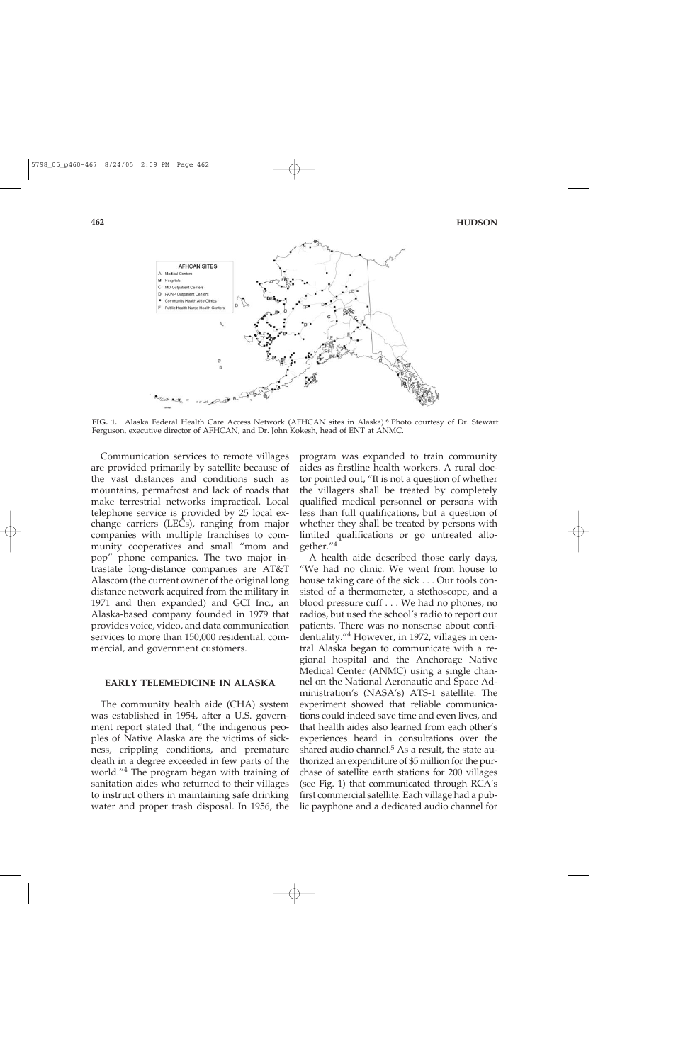**FIG. 1.** Alaska Federal Health Care Access Network (AFHCAN sites in Alaska).[6] Photo courtesy of Dr. Stewart Ferguson, executive director of AFHCAN, and Dr. John Kokesh, head of ENT at ANMC.

Communication services to remote villages are provided primarily by satellite because of the vast distances and conditions such as mountains, permafrost and lack of roads that make terrestrial networks impractical. Local telephone service is provided by 25 local exchange carriers (LECs), ranging from major companies with multiple franchises to community cooperatives and small "mom and pop" phone companies. The two major intrastate long-distance companies are AT&T Alascom (the current owner of the original long distance network acquired from the military in 1971 and then expanded) and GCI Inc., an Alaska-based company founded in 1979 that provides voice, video, and data communication services to more than 150,000 residential, commercial, and government customers.

## EARLY TELEMEDICINE IN ALASKA

The community health aide (CHA) system was established in 1954, after a U.S. government report stated that, "the indigenous peoples of Native Alaska are the victims of sickness, crippling conditions, and premature death in a degree exceeded in few parts of the world."[4] The program began with training of sanitation aides who returned to their villages to instruct others in maintaining safe drinking water and proper trash disposal. In 1956, the program was expanded to train community aides as firstline health workers. A rural doctor pointed out, "It is not a question of whether the villagers shall be treated by completely qualified medical personnel or persons with less than full qualifications, but a question of whether they shall be treated by persons with limited qualifications or go untreated altogether."[4]

A health aide described those early days, "We had no clinic. We went from house to house taking care of the sick . . . Our tools consisted of a thermometer, a stethoscope, and a blood pressure cuff . . . We had no phones, no radios, but used the school's radio to report our patients. There was no nonsense about confidentiality."[4] However, in 1972, villages in central Alaska began to communicate with a regional hospital and the Anchorage Native Medical Center (ANMC) using a single channel on the National Aeronautic and Space Administration's (NASA's) ATS-1 satellite. The experiment showed that reliable communications could indeed save time and even lives, and that health aides also learned from each other's experiences heard in consultations over the shared audio channel.[5] As a result, the state authorized an expenditure of $5 million for the purchase of satellite earth stations for 200 villages (see Fig. 1) that communicated through RCA's first commercial satellite. Each village had a public payphone and a dedicated audio channel for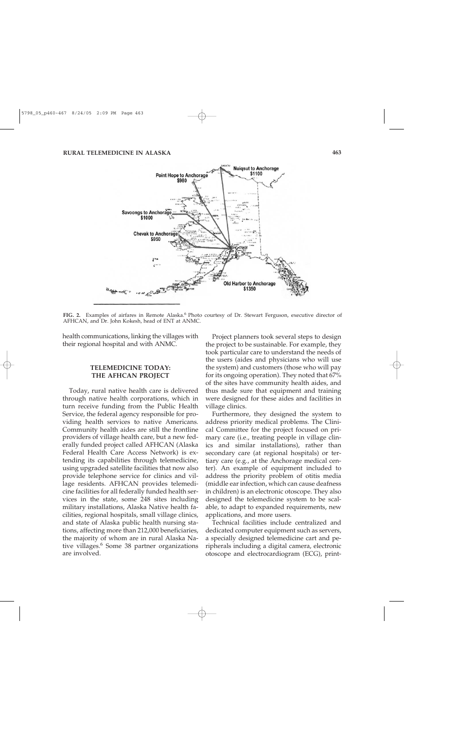Nuiqsut to Anchorage
$1100

Point Hope to Anchorage
$980

Savoongs to Anchorage
$1000

Chevak to Anchorage
$950

Old Harbor to Anchorage
$1350

**FIG. 2.** Examples of airfares in Remote Alaska.[6] Photo courtesy of Dr. Stewart Ferguson, executive director of AFHCAN, and Dr. John Kokesh, head of ENT at ANMC.

health communications, linking the villages with their regional hospital and with ANMC.

## TELEMEDICINE TODAY: THE AFHCAN PROJECT

Today, rural native health care is delivered through native health corporations, which in turn receive funding from the Public Health Service, the federal agency responsible for providing health services to native Americans. Community health aides are still the frontline providers of village health care, but a new federally funded project called AFHCAN (Alaska Federal Health Care Access Network) is extending its capabilities through telemedicine, using upgraded satellite facilities that now also provide telephone service for clinics and village residents. AFHCAN provides telemedicine facilities for all federally funded health services in the state, some 248 sites including military installations, Alaska Native health facilities, regional hospitals, small village clinics, and state of Alaska public health nursing stations, affecting more than 212,000 beneficiaries, the majority of whom are in rural Alaska Native villages.[6] Some 38 partner organizations are involved.

Project planners took several steps to design the project to be sustainable. For example, they took particular care to understand the needs of the users (aides and physicians who will use the system) and customers (those who will pay for its ongoing operation). They noted that 67% of the sites have community health aides, and thus made sure that equipment and training were designed for these aides and facilities in village clinics.

Furthermore, they designed the system to address priority medical problems. The Clinical Committee for the project focused on primary care (i.e., treating people in village clinics and similar installations), rather than secondary care (at regional hospitals) or tertiary care (e.g., at the Anchorage medical center). An example of equipment included to address the priority problem of otitis media (middle ear infection, which can cause deafness in children) is an electronic otoscope. They also designed the telemedicine system to be scalable, to adapt to expanded requirements, new applications, and more users.

Technical facilities include centralized and dedicated computer equipment such as servers, a specially designed telemedicine cart and peripherals including a digital camera, electronic otoscope and electrocardiogram (ECG), print-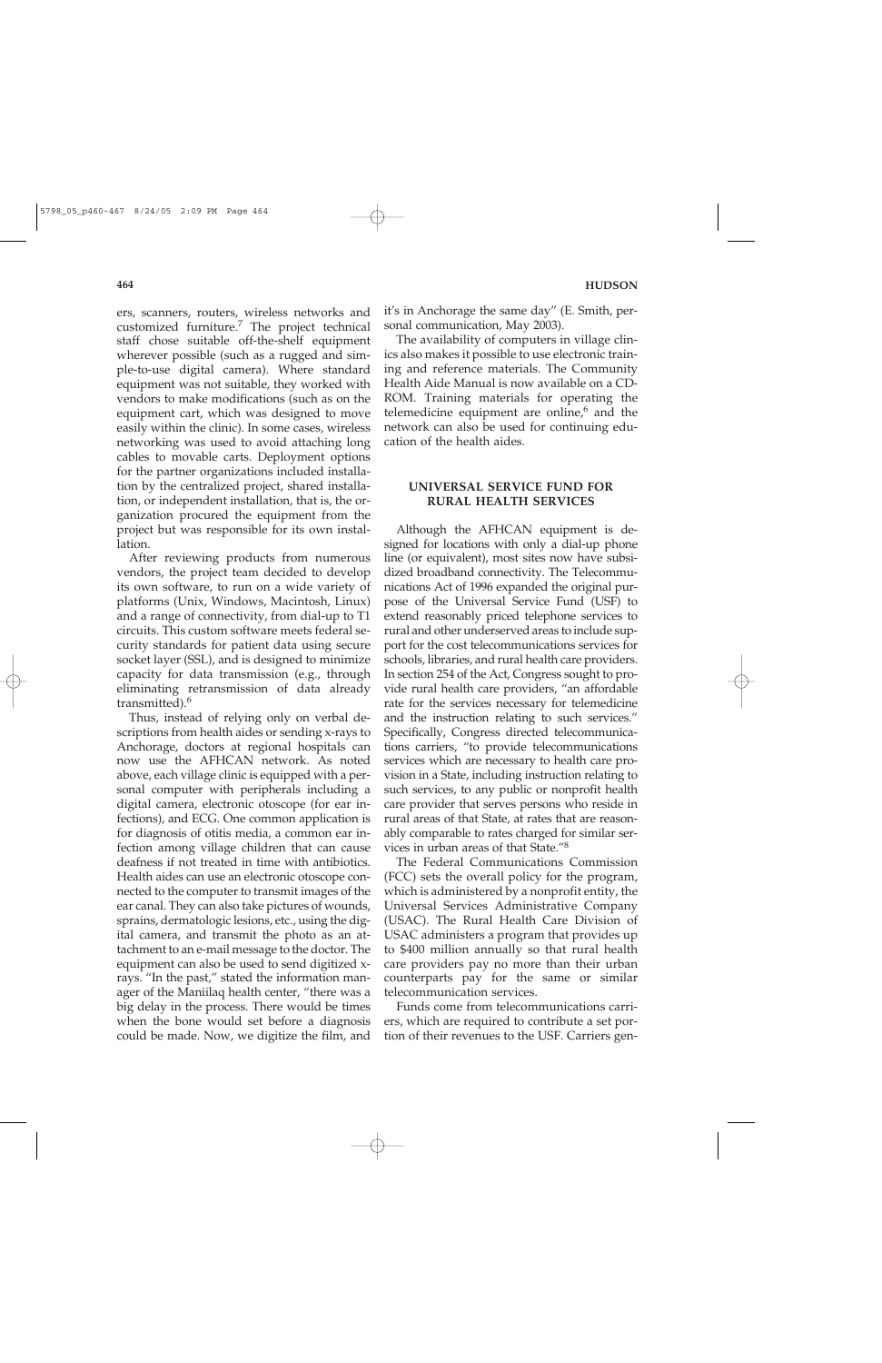ers, scanners, routers, wireless networks and customized furniture.[7] The project technical staff chose suitable off-the-shelf equipment wherever possible (such as a rugged and simple-to-use digital camera). Where standard equipment was not suitable, they worked with vendors to make modifications (such as on the equipment cart, which was designed to move easily within the clinic). In some cases, wireless networking was used to avoid attaching long cables to movable carts. Deployment options for the partner organizations included installation by the centralized project, shared installation, or independent installation, that is, the organization procured the equipment from the project but was responsible for its own installation.

After reviewing products from numerous vendors, the project team decided to develop its own software, to run on a wide variety of platforms (Unix, Windows, Macintosh, Linux) and a range of connectivity, from dial-up to T1 circuits. This custom software meets federal security standards for patient data using secure socket layer (SSL), and is designed to minimize capacity for data transmission (e.g., through eliminating retransmission of data already transmitted).[6]

Thus, instead of relying only on verbal descriptions from health aides or sending x-rays to Anchorage, doctors at regional hospitals can now use the AFHCAN network. As noted above, each village clinic is equipped with a personal computer with peripherals including a digital camera, electronic otoscope (for ear infections), and ECG. One common application is for diagnosis of otitis media, a common ear infection among village children that can cause deafness if not treated in time with antibiotics. Health aides can use an electronic otoscope connected to the computer to transmit images of the ear canal. They can also take pictures of wounds, sprains, dermatologic lesions, etc., using the digital camera, and transmit the photo as an attachment to an e-mail message to the doctor. The equipment can also be used to send digitized x-rays. "In the past," stated the information manager of the Maniilaq health center, "there was a big delay in the process. There would be times when the bone would set before a diagnosis could be made. Now, we digitize the film, and it's in Anchorage the same day" (E. Smith, personal communication, May 2003).

The availability of computers in village clinics also makes it possible to use electronic training and reference materials. The Community Health Aide Manual is now available on a CD-ROM. Training materials for operating the telemedicine equipment are online,[6] and the network can also be used for continuing education of the health aides.

## UNIVERSAL SERVICE FUND FOR RURAL HEALTH SERVICES

Although the AFHCAN equipment is designed for locations with only a dial-up phone line (or equivalent), most sites now have subsidized broadband connectivity. The Telecommunications Act of 1996 expanded the original purpose of the Universal Service Fund (USF) to extend reasonably priced telephone services to rural and other underserved areas to include support for the cost telecommunications services for schools, libraries, and rural health care providers. In section 254 of the Act, Congress sought to provide rural health care providers, "an affordable rate for the services necessary for telemedicine and the instruction relating to such services." Specifically, Congress directed telecommunications carriers, "to provide telecommunications services which are necessary to health care provision in a State, including instruction relating to such services, to any public or nonprofit health care provider that serves persons who reside in rural areas of that State, at rates that are reasonably comparable to rates charged for similar services in urban areas of that State."[8]

The Federal Communications Commission (FCC) sets the overall policy for the program, which is administered by a nonprofit entity, the Universal Services Administrative Company (USAC). The Rural Health Care Division of USAC administers a program that provides up to $400 million annually so that rural health care providers pay no more than their urban counterparts pay for the same or similar telecommunication services.

Funds come from telecommunications carriers, which are required to contribute a set portion of their revenues to the USF. Carriers gen-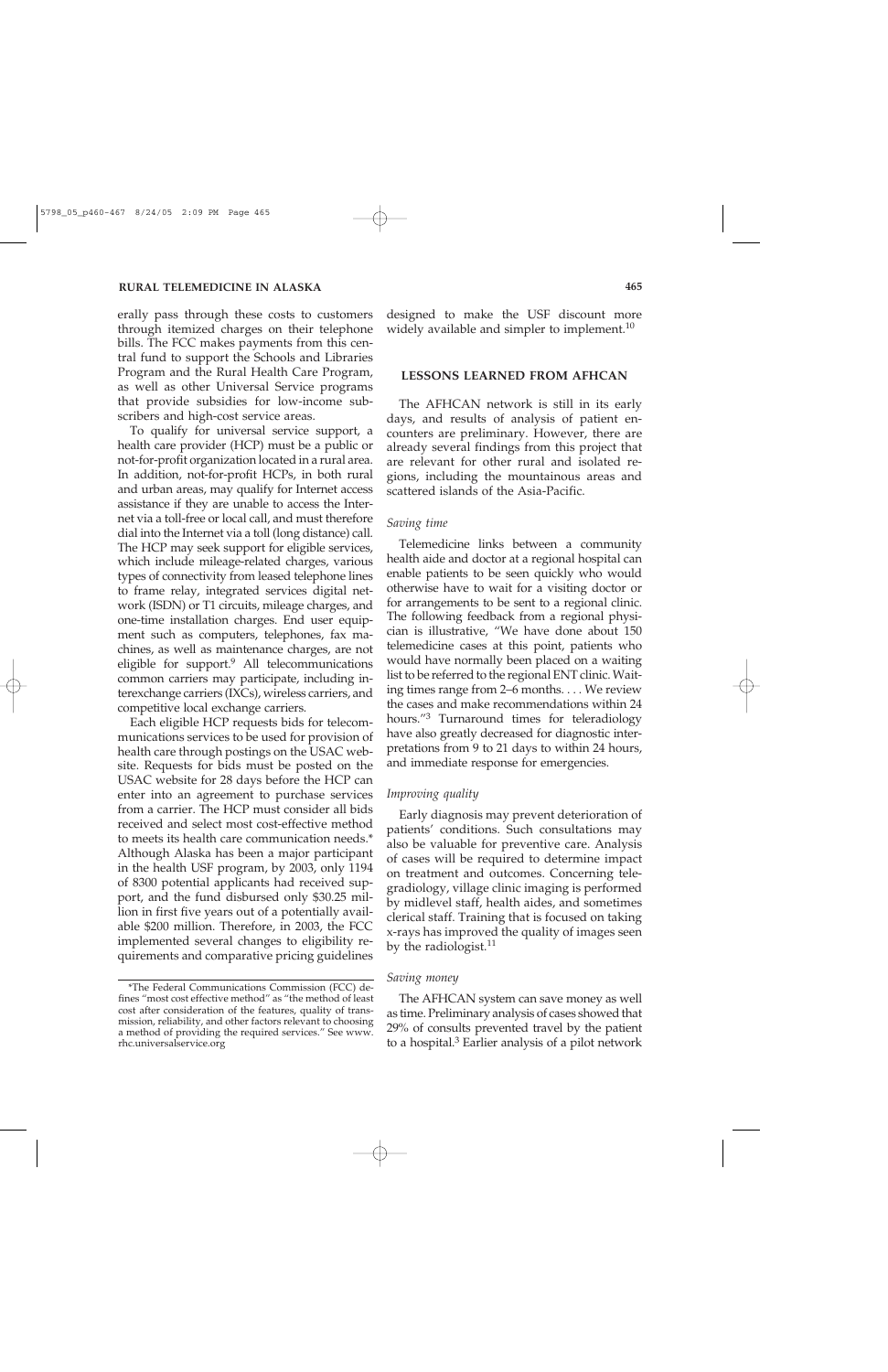erally pass through these costs to customers through itemized charges on their telephone bills. The FCC makes payments from this central fund to support the Schools and Libraries Program and the Rural Health Care Program, as well as other Universal Service programs that provide subsidies for low-income subscribers and high-cost service areas.

To qualify for universal service support, a health care provider (HCP) must be a public or not-for-profit organization located in a rural area. In addition, not-for-profit HCPs, in both rural and urban areas, may qualify for Internet access assistance if they are unable to access the Internet via a toll-free or local call, and must therefore dial into the Internet via a toll (long distance) call. The HCP may seek support for eligible services, which include mileage-related charges, various types of connectivity from leased telephone lines to frame relay, integrated services digital network (ISDN) or T1 circuits, mileage charges, and one-time installation charges. End user equipment such as computers, telephones, fax machines, as well as maintenance charges, are not eligible for support.[9] All telecommunications common carriers may participate, including interexchange carriers (IXCs), wireless carriers, and competitive local exchange carriers.

Each eligible HCP requests bids for telecommunications services to be used for provision of health care through postings on the USAC website. Requests for bids must be posted on the USAC website for 28 days before the HCP can enter into an agreement to purchase services from a carrier. The HCP must consider all bids received and select most cost-effective method to meets its health care communication needs.* Although Alaska has been a major participant in the health USF program, by 2003, only 1194 of 8300 potential applicants had received support, and the fund disbursed only $30.25 million in first five years out of a potentially available $200 million. Therefore, in 2003, the FCC implemented several changes to eligibility requirements and comparative pricing guidelines designed to make the USF discount more widely available and simpler to implement.[10]

## LESSONS LEARNED FROM AFHCAN

The AFHCAN network is still in its early days, and results of analysis of patient encounters are preliminary. However, there are already several findings from this project that are relevant for other rural and isolated regions, including the mountainous areas and scattered islands of the Asia-Pacific.

### *Saving time*

Telemedicine links between a community health aide and doctor at a regional hospital can enable patients to be seen quickly who would otherwise have to wait for a visiting doctor or for arrangements to be sent to a regional clinic. The following feedback from a regional physician is illustrative, "We have done about 150 telemedicine cases at this point, patients who would have normally been placed on a waiting list to be referred to the regional ENT clinic. Waiting times range from 2–6 months. . . . We review the cases and make recommendations within 24 hours."[3] Turnaround times for teleradiology have also greatly decreased for diagnostic interpretations from 9 to 21 days to within 24 hours, and immediate response for emergencies.

### *Improving quality*

Early diagnosis may prevent deterioration of patients' conditions. Such consultations may also be valuable for preventive care. Analysis of cases will be required to determine impact on treatment and outcomes. Concerning teleradiology, village clinic imaging is performed by midlevel staff, health aides, and sometimes clerical staff. Training that is focused on taking x-rays has improved the quality of images seen by the radiologist.[11]

### *Saving money*

The AFHCAN system can save money as well as time. Preliminary analysis of cases showed that 29% of consults prevented travel by the patient to a hospital.[3] Earlier analysis of a pilot network

*The Federal Communications Commission (FCC) defines "most cost effective method" as "the method of least cost after consideration of the features, quality of transmission, reliability, and other factors relevant to choosing a method of providing the required services." See www.rhc.universalservice.org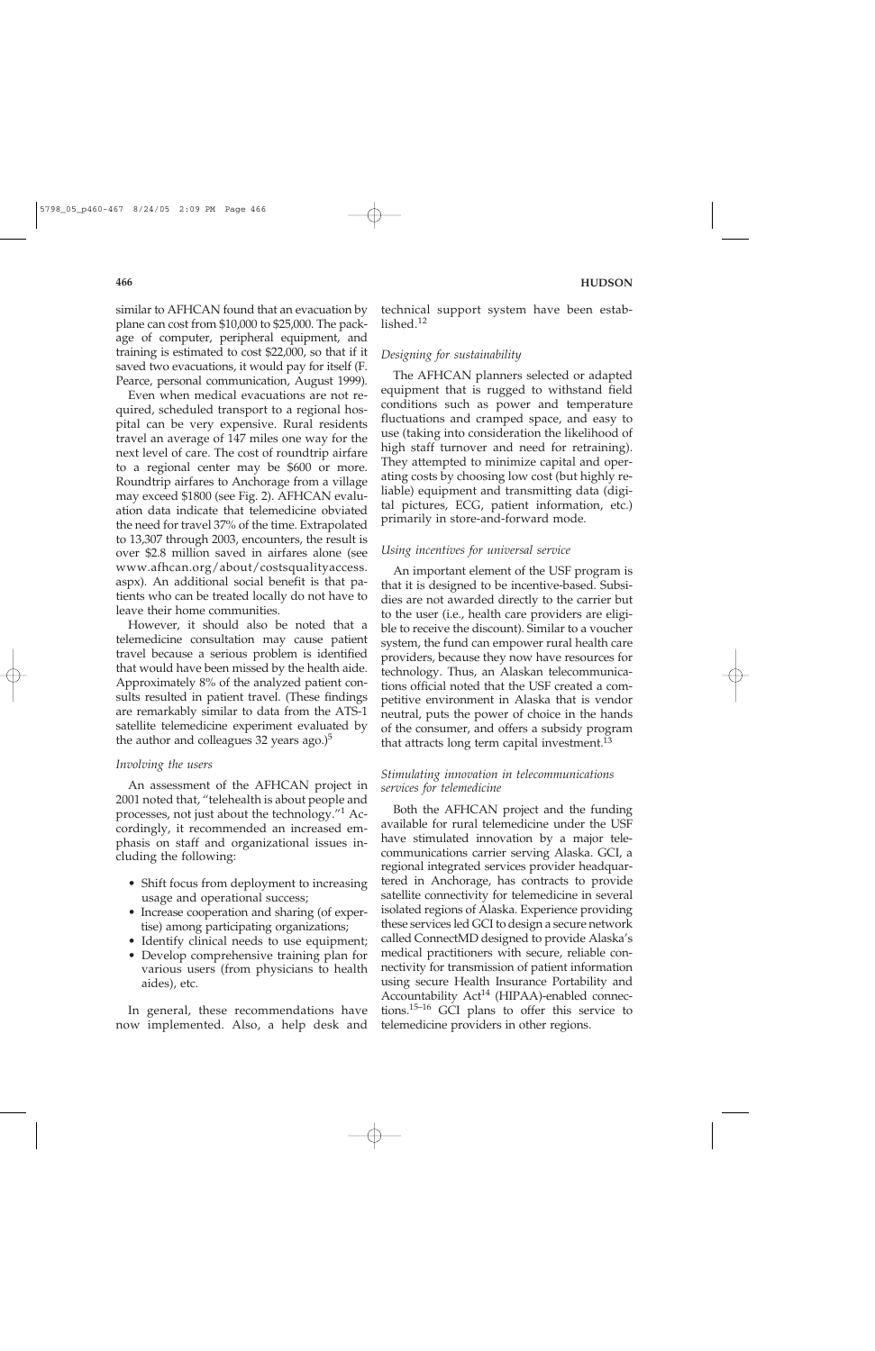similar to AFHCAN found that an evacuation by plane can cost from $10,000 to $25,000. The package of computer, peripheral equipment, and training is estimated to cost $22,000, so that if it saved two evacuations, it would pay for itself (F. Pearce, personal communication, August 1999).

Even when medical evacuations are not required, scheduled transport to a regional hospital can be very expensive. Rural residents travel an average of 147 miles one way for the next level of care. The cost of roundtrip airfare to a regional center may be $600 or more. Roundtrip airfares to Anchorage from a village may exceed $1800 (see Fig. 2). AFHCAN evaluation data indicate that telemedicine obviated the need for travel 37% of the time. Extrapolated to 13,307 through 2003, encounters, the result is over $2.8 million saved in airfares alone (see www.afhcan.org/about/costsqualityaccess.aspx). An additional social benefit is that patients who can be treated locally do not have to leave their home communities.

However, it should also be noted that a telemedicine consultation may cause patient travel because a serious problem is identified that would have been missed by the health aide. Approximately 8% of the analyzed patient consults resulted in patient travel. (These findings are remarkably similar to data from the ATS-1 satellite telemedicine experiment evaluated by the author and colleagues 32 years ago.)[5]

*Involving the users*

An assessment of the AFHCAN project in 2001 noted that, "telehealth is about people and processes, not just about the technology."[1] Accordingly, it recommended an increased emphasis on staff and organizational issues including the following:

- Shift focus from deployment to increasing usage and operational success;
- Increase cooperation and sharing (of expertise) among participating organizations;
- Identify clinical needs to use equipment;
- Develop comprehensive training plan for various users (from physicians to health aides), etc.

In general, these recommendations have now implemented. Also, a help desk and technical support system have been established.[12]

*Designing for sustainability*

The AFHCAN planners selected or adapted equipment that is rugged to withstand field conditions such as power and temperature fluctuations and cramped space, and easy to use (taking into consideration the likelihood of high staff turnover and need for retraining). They attempted to minimize capital and operating costs by choosing low cost (but highly reliable) equipment and transmitting data (digital pictures, ECG, patient information, etc.) primarily in store-and-forward mode.

*Using incentives for universal service*

An important element of the USF program is that it is designed to be incentive-based. Subsidies are not awarded directly to the carrier but to the user (i.e., health care providers are eligible to receive the discount). Similar to a voucher system, the fund can empower rural health care providers, because they now have resources for technology. Thus, an Alaskan telecommunications official noted that the USF created a competitive environment in Alaska that is vendor neutral, puts the power of choice in the hands of the consumer, and offers a subsidy program that attracts long term capital investment.[13]

*Stimulating innovation in telecommunications services for telemedicine*

Both the AFHCAN project and the funding available for rural telemedicine under the USF have stimulated innovation by a major telecommunications carrier serving Alaska. GCI, a regional integrated services provider headquartered in Anchorage, has contracts to provide satellite connectivity for telemedicine in several isolated regions of Alaska. Experience providing these services led GCI to design a secure network called ConnectMD designed to provide Alaska's medical practitioners with secure, reliable connectivity for transmission of patient information using secure Health Insurance Portability and Accountability Act[14] (HIPAA)-enabled connections.[15–16] GCI plans to offer this service to telemedicine providers in other regions.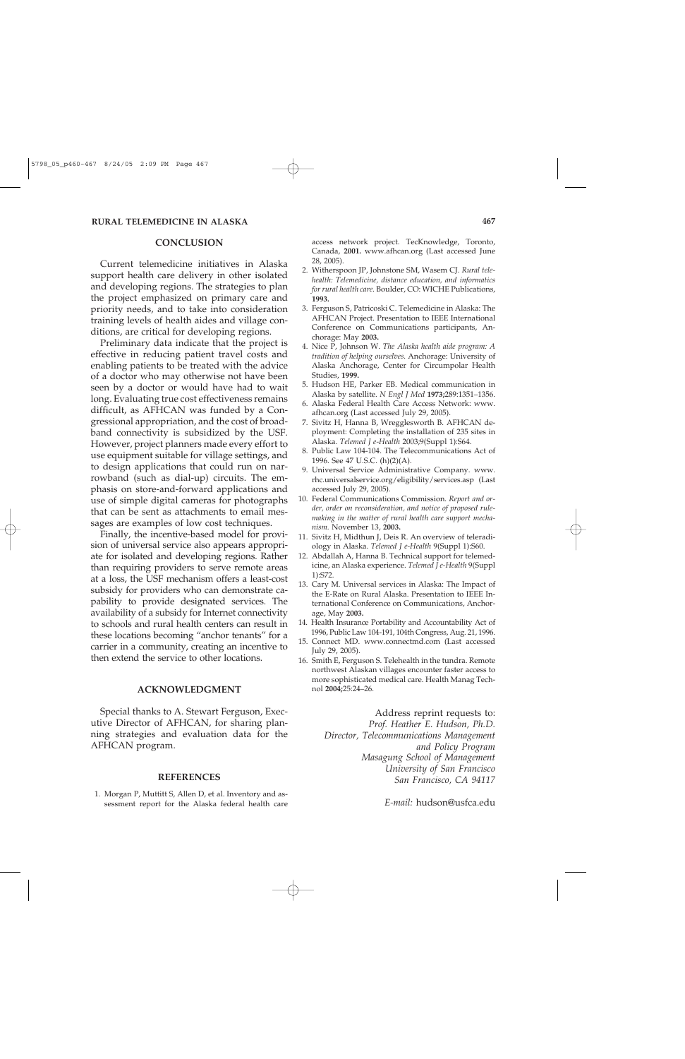## CONCLUSION

Current telemedicine initiatives in Alaska support health care delivery in other isolated and developing regions. The strategies to plan the project emphasized on primary care and priority needs, and to take into consideration training levels of health aides and village conditions, are critical for developing regions.

Preliminary data indicate that the project is effective in reducing patient travel costs and enabling patients to be treated with the advice of a doctor who may otherwise not have been seen by a doctor or would have had to wait long. Evaluating true cost effectiveness remains difficult, as AFHCAN was funded by a Congressional appropriation, and the cost of broadband connectivity is subsidized by the USF. However, project planners made every effort to use equipment suitable for village settings, and to design applications that could run on narrowband (such as dial-up) circuits. The emphasis on store-and-forward applications and use of simple digital cameras for photographs that can be sent as attachments to email messages are examples of low cost techniques.

Finally, the incentive-based model for provision of universal service also appears appropriate for isolated and developing regions. Rather than requiring providers to serve remote areas at a loss, the USF mechanism offers a least-cost subsidy for providers who can demonstrate capability to provide designated services. The availability of a subsidy for Internet connectivity to schools and rural health centers can result in these locations becoming "anchor tenants" for a carrier in a community, creating an incentive to then extend the service to other locations.

## ACKNOWLEDGMENT

Special thanks to A. Stewart Ferguson, Executive Director of AFHCAN, for sharing planning strategies and evaluation data for the AFHCAN program.

## REFERENCES

1. Morgan P, Muttitt S, Allen D, et al. Inventory and assessment report for the Alaska federal health care access network project. TecKnowledge, Toronto, Canada, **2001.** www.afhcan.org (Last accessed June 28, 2005).
2. Witherspoon JP, Johnstone SM, Wasem CJ. *Rural telehealth: Telemedicine, distance education, and informatics for rural health care.* Boulder, CO: WICHE Publications, **1993.**
3. Ferguson S, Patricoski C. Telemedicine in Alaska: The AFHCAN Project. Presentation to IEEE International Conference on Communications participants, Anchorage: May **2003.**
4. Nice P, Johnson W. *The Alaska health aide program: A tradition of helping ourselves.* Anchorage: University of Alaska Anchorage, Center for Circumpolar Health Studies, **1999.**
5. Hudson HE, Parker EB. Medical communication in Alaska by satellite. *N Engl J Med* **1973;**289:1351–1356.
6. Alaska Federal Health Care Access Network: www.afhcan.org (Last accessed July 29, 2005).
7. Sivitz H, Hanna B, Wregglesworth B. AFHCAN deployment: Completing the installation of 235 sites in Alaska. *Telemed J e-Health* 2003;9(Suppl 1):S64.
8. Public Law 104-104. The Telecommunications Act of 1996. See 47 U.S.C. (h)(2)(A).
9. Universal Service Administrative Company. www.rhc.universalservice.org/eligibility/services.asp (Last accessed July 29, 2005).
10. Federal Communications Commission. *Report and order, order on reconsideration, and notice of proposed rulemaking in the matter of rural health care support mechanism.* November 13, **2003.**
11. Sivitz H, Midthun J, Deis R. An overview of teleradiology in Alaska. *Telemed J e-Health* 9(Suppl 1):S60.
12. Abdallah A, Hanna B. Technical support for telemedicine, an Alaska experience. *Telemed J e-Health* 9(Suppl 1):S72.
13. Cary M. Universal services in Alaska: The Impact of the E-Rate on Rural Alaska. Presentation to IEEE International Conference on Communications, Anchorage, May **2003.**
14. Health Insurance Portability and Accountability Act of 1996, Public Law 104-191, 104th Congress, Aug. 21, 1996.
15. Connect MD. www.connectmd.com (Last accessed July 29, 2005).
16. Smith E, Ferguson S. Telehealth in the tundra. Remote northwest Alaskan villages encounter faster access to more sophisticated medical care. Health Manag Technol **2004;**25:24–26.

Address reprint requests to:
*Prof. Heather E. Hudson, Ph.D.*
*Director, Telecommunications Management and Policy Program*
*Masagung School of Management*
*University of San Francisco*
*San Francisco, CA 94117*

*E-mail:* hudson@usfca.edu